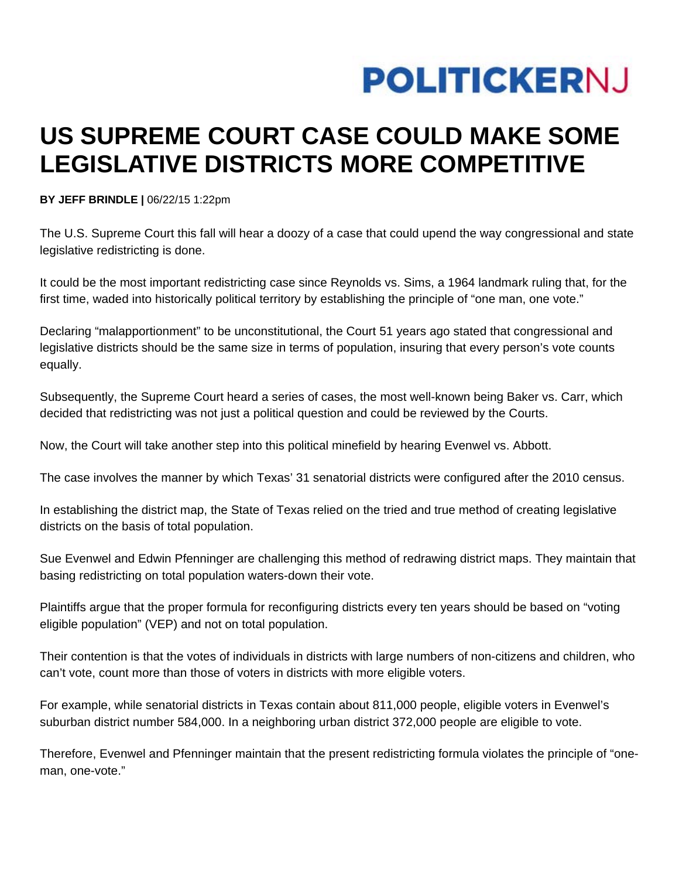POLITICKERNJ

# US SUPREME COURT CASE COULD MAKE SOME LEGISLATIVE DISTRICTS MORE COMPETITIVE

**BY JEFF BRINDLE |** 06/22/15 1:22pm

The U.S. Supreme Court this fall will hear a doozy of a case that could upend the way congressional and state legislative redistricting is done.

It could be the most important redistricting case since Reynolds vs. Sims, a 1964 landmark ruling that, for the first time, waded into historically political territory by establishing the principle of "one man, one vote."

Declaring "malapportionment" to be unconstitutional, the Court 51 years ago stated that congressional and legislative districts should be the same size in terms of population, insuring that every person's vote counts equally.

Subsequently, the Supreme Court heard a series of cases, the most well-known being Baker vs. Carr, which decided that redistricting was not just a political question and could be reviewed by the Courts.

Now, the Court will take another step into this political minefield by hearing Evenwel vs. Abbott.

The case involves the manner by which Texas' 31 senatorial districts were configured after the 2010 census.

In establishing the district map, the State of Texas relied on the tried and true method of creating legislative districts on the basis of total population.

Sue Evenwel and Edwin Pfenninger are challenging this method of redrawing district maps. They maintain that basing redistricting on total population waters-down their vote.

Plaintiffs argue that the proper formula for reconfiguring districts every ten years should be based on "voting eligible population" (VEP) and not on total population.

Their contention is that the votes of individuals in districts with large numbers of non-citizens and children, who can't vote, count more than those of voters in districts with more eligible voters.

For example, while senatorial districts in Texas contain about 811,000 people, eligible voters in Evenwel's suburban district number 584,000. In a neighboring urban district 372,000 people are eligible to vote.

Therefore, Evenwel and Pfenninger maintain that the present redistricting formula violates the principle of "one-man, one-vote."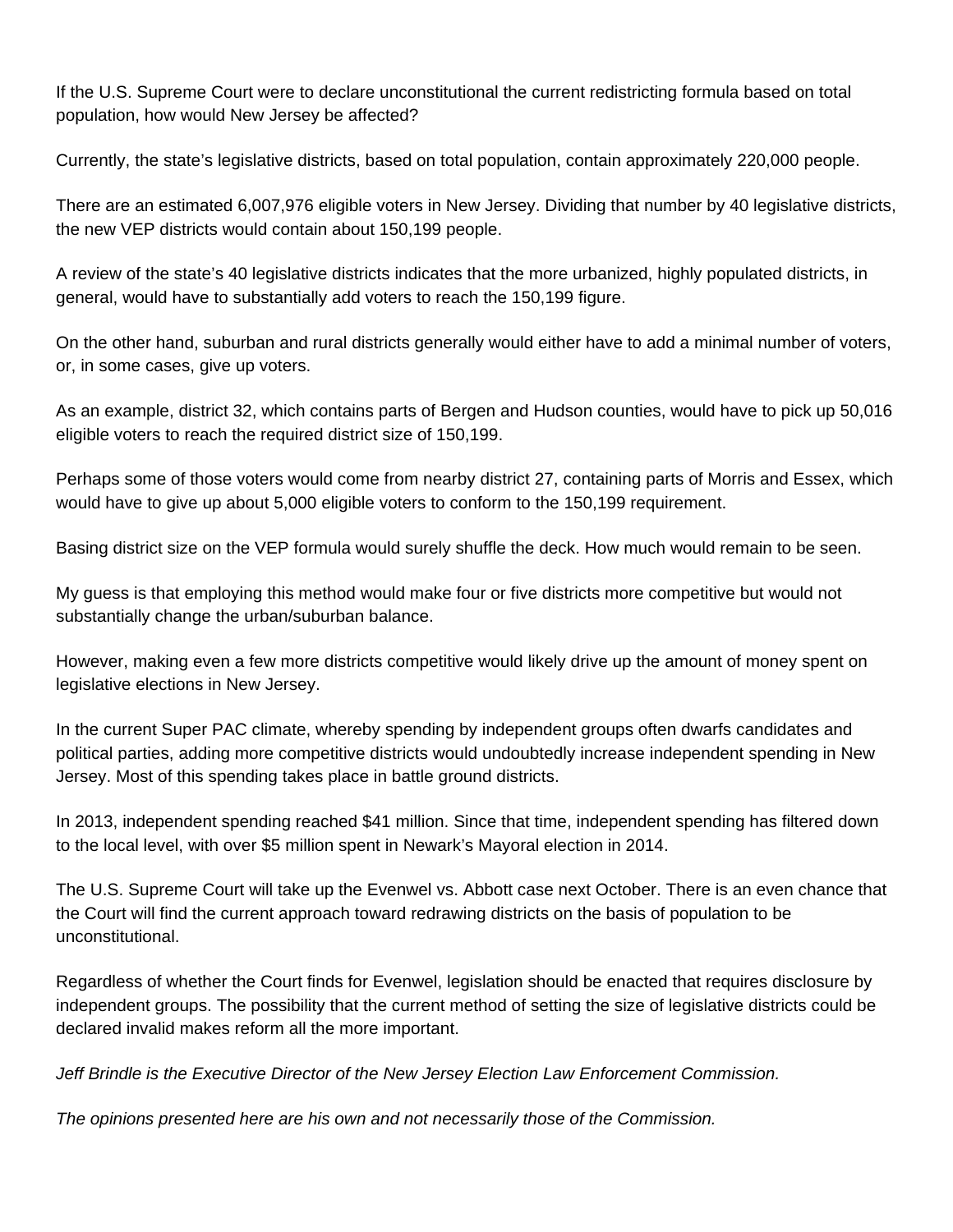If the U.S. Supreme Court were to declare unconstitutional the current redistricting formula based on total population, how would New Jersey be affected?

Currently, the state's legislative districts, based on total population, contain approximately 220,000 people.

There are an estimated 6,007,976 eligible voters in New Jersey. Dividing that number by 40 legislative districts, the new VEP districts would contain about 150,199 people.

A review of the state's 40 legislative districts indicates that the more urbanized, highly populated districts, in general, would have to substantially add voters to reach the 150,199 figure.

On the other hand, suburban and rural districts generally would either have to add a minimal number of voters, or, in some cases, give up voters.

As an example, district 32, which contains parts of Bergen and Hudson counties, would have to pick up 50,016 eligible voters to reach the required district size of 150,199.

Perhaps some of those voters would come from nearby district 27, containing parts of Morris and Essex, which would have to give up about 5,000 eligible voters to conform to the 150,199 requirement.

Basing district size on the VEP formula would surely shuffle the deck. How much would remain to be seen.

My guess is that employing this method would make four or five districts more competitive but would not substantially change the urban/suburban balance.

However, making even a few more districts competitive would likely drive up the amount of money spent on legislative elections in New Jersey.

In the current Super PAC climate, whereby spending by independent groups often dwarfs candidates and political parties, adding more competitive districts would undoubtedly increase independent spending in New Jersey. Most of this spending takes place in battle ground districts.

In 2013, independent spending reached $41 million. Since that time, independent spending has filtered down to the local level, with over $5 million spent in Newark's Mayoral election in 2014.

The U.S. Supreme Court will take up the Evenwel vs. Abbott case next October. There is an even chance that the Court will find the current approach toward redrawing districts on the basis of population to be unconstitutional.

Regardless of whether the Court finds for Evenwel, legislation should be enacted that requires disclosure by independent groups. The possibility that the current method of setting the size of legislative districts could be declared invalid makes reform all the more important.

*Jeff Brindle is the Executive Director of the New Jersey Election Law Enforcement Commission.*

*The opinions presented here are his own and not necessarily those of the Commission.*